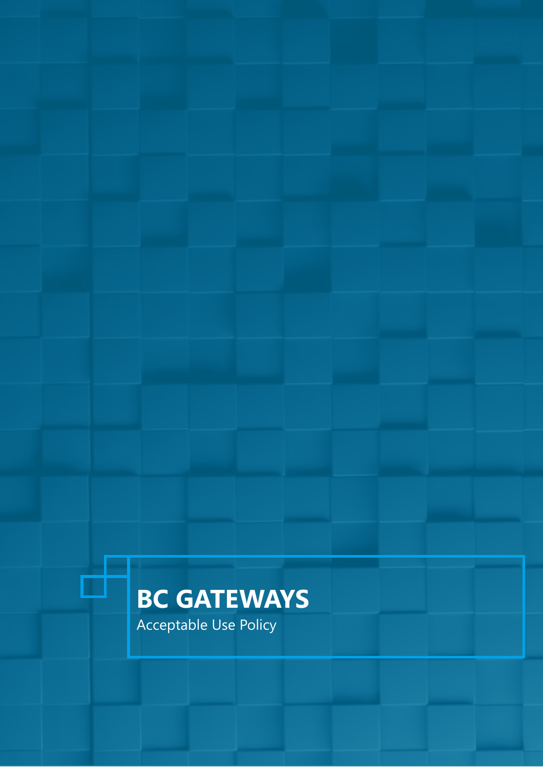# BC GATEWAYS

Acceptable Use Policy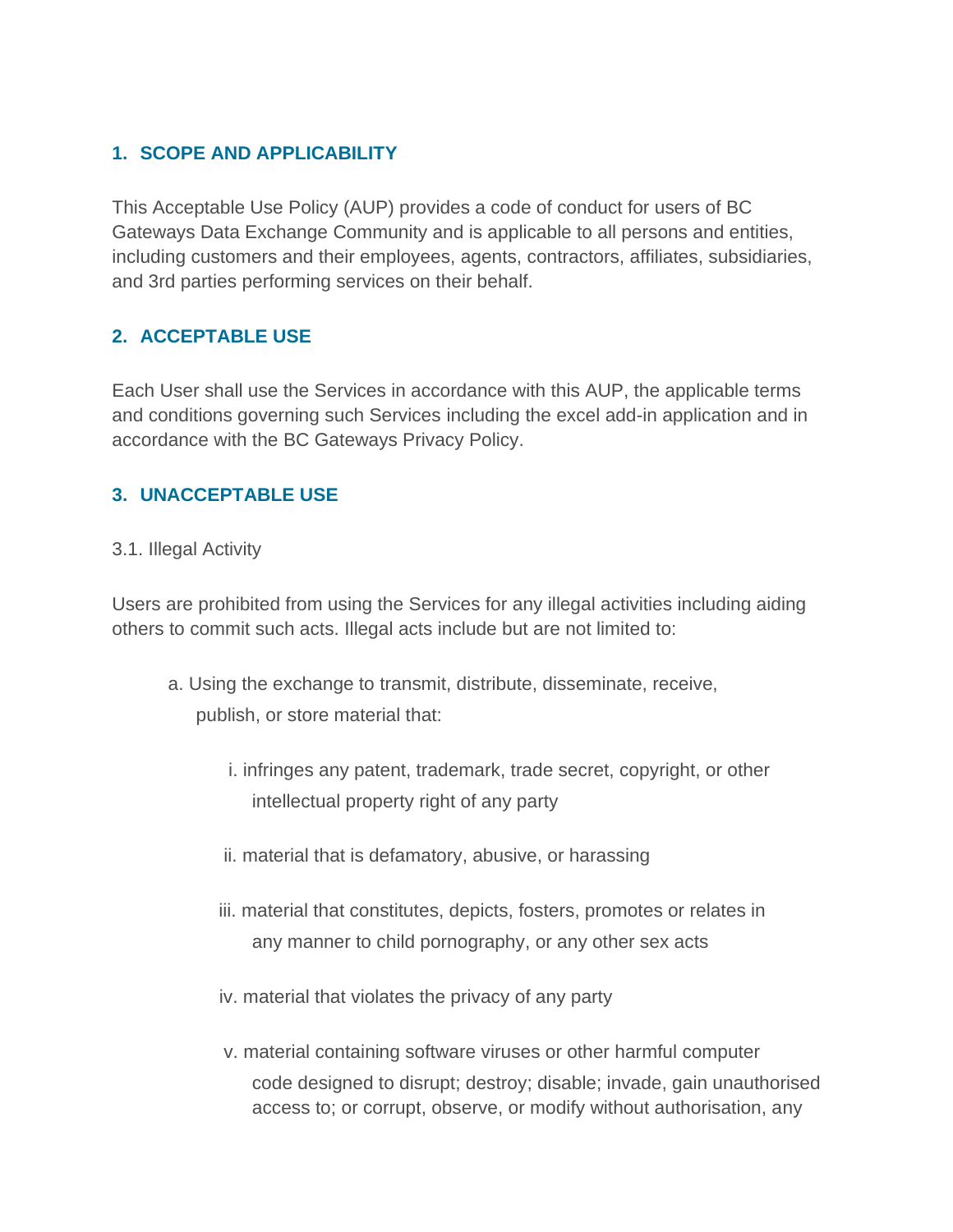## 1. SCOPE AND APPLICABILITY

This Acceptable Use Policy (AUP) provides a code of conduct for users of BC Gateways Data Exchange Community and is applicable to all persons and entities, including customers and their employees, agents, contractors, affiliates, subsidiaries, and 3rd parties performing services on their behalf.

## 2. ACCEPTABLE USE

Each User shall use the Services in accordance with this AUP, the applicable terms and conditions governing such Services including the excel add-in application and in accordance with the BC Gateways Privacy Policy.

## 3. UNACCEPTABLE USE

3.1. Illegal Activity

Users are prohibited from using the Services for any illegal activities including aiding others to commit such acts. Illegal acts include but are not limited to:

a. Using the exchange to transmit, distribute, disseminate, receive, publish, or store material that:

  i. infringes any patent, trademark, trade secret, copyright, or other intellectual property right of any party

  ii. material that is defamatory, abusive, or harassing

  iii. material that constitutes, depicts, fosters, promotes or relates in any manner to child pornography, or any other sex acts

  iv. material that violates the privacy of any party

  v. material containing software viruses or other harmful computer code designed to disrupt; destroy; disable; invade, gain unauthorised access to; or corrupt, observe, or modify without authorisation, any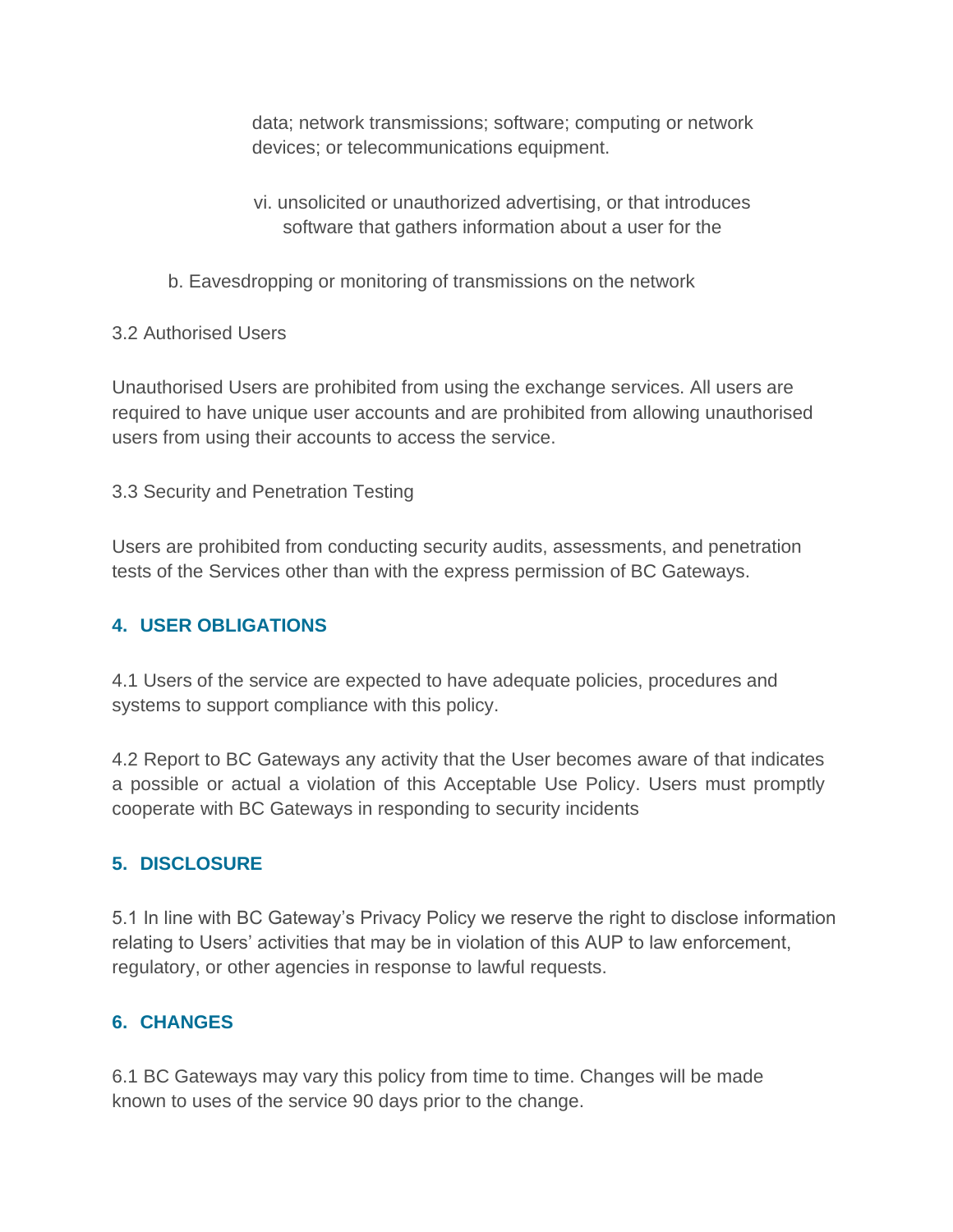data; network transmissions; software; computing or network devices; or telecommunications equipment.

vi. unsolicited or unauthorized advertising, or that introduces software that gathers information about a user for the

b. Eavesdropping or monitoring of transmissions on the network

3.2 Authorised Users

Unauthorised Users are prohibited from using the exchange services. All users are required to have unique user accounts and are prohibited from allowing unauthorised users from using their accounts to access the service.

3.3 Security and Penetration Testing

Users are prohibited from conducting security audits, assessments, and penetration tests of the Services other than with the express permission of BC Gateways.

## 4. USER OBLIGATIONS

4.1 Users of the service are expected to have adequate policies, procedures and systems to support compliance with this policy.

4.2 Report to BC Gateways any activity that the User becomes aware of that indicates a possible or actual a violation of this Acceptable Use Policy. Users must promptly cooperate with BC Gateways in responding to security incidents

## 5. DISCLOSURE

5.1 In line with BC Gateway's Privacy Policy we reserve the right to disclose information relating to Users' activities that may be in violation of this AUP to law enforcement, regulatory, or other agencies in response to lawful requests.

## 6. CHANGES

6.1 BC Gateways may vary this policy from time to time. Changes will be made known to uses of the service 90 days prior to the change.